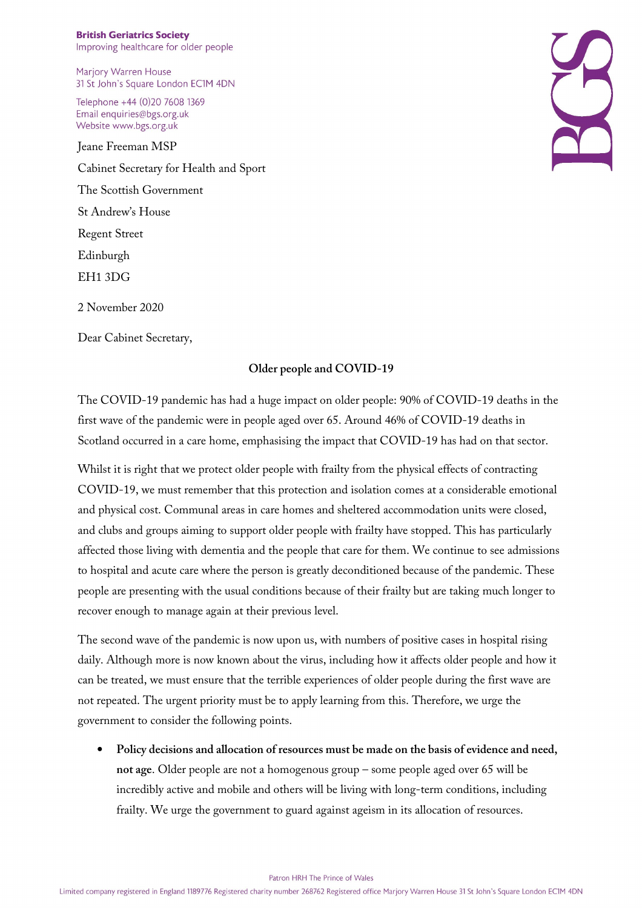**British Geriatrics Society**
Improving healthcare for older people

Marjory Warren House
31 St John's Square London EC1M 4DN

Telephone +44 (0)20 7608 1369
Email enquiries@bgs.org.uk
Website www.bgs.org.uk

Jeane Freeman MSP

Cabinet Secretary for Health and Sport

The Scottish Government

St Andrew's House

Regent Street

Edinburgh

EH1 3DG

2 November 2020

Dear Cabinet Secretary,

**Older people and COVID-19**

The COVID-19 pandemic has had a huge impact on older people: 90% of COVID-19 deaths in the first wave of the pandemic were in people aged over 65. Around 46% of COVID-19 deaths in Scotland occurred in a care home, emphasising the impact that COVID-19 has had on that sector.

Whilst it is right that we protect older people with frailty from the physical effects of contracting COVID-19, we must remember that this protection and isolation comes at a considerable emotional and physical cost. Communal areas in care homes and sheltered accommodation units were closed, and clubs and groups aiming to support older people with frailty have stopped. This has particularly affected those living with dementia and the people that care for them. We continue to see admissions to hospital and acute care where the person is greatly deconditioned because of the pandemic. These people are presenting with the usual conditions because of their frailty but are taking much longer to recover enough to manage again at their previous level.

The second wave of the pandemic is now upon us, with numbers of positive cases in hospital rising daily. Although more is now known about the virus, including how it affects older people and how it can be treated, we must ensure that the terrible experiences of older people during the first wave are not repeated. The urgent priority must be to apply learning from this. Therefore, we urge the government to consider the following points.

- **Policy decisions and allocation of resources must be made on the basis of evidence and need, not age**. Older people are not a homogenous group – some people aged over 65 will be incredibly active and mobile and others will be living with long-term conditions, including frailty. We urge the government to guard against ageism in its allocation of resources.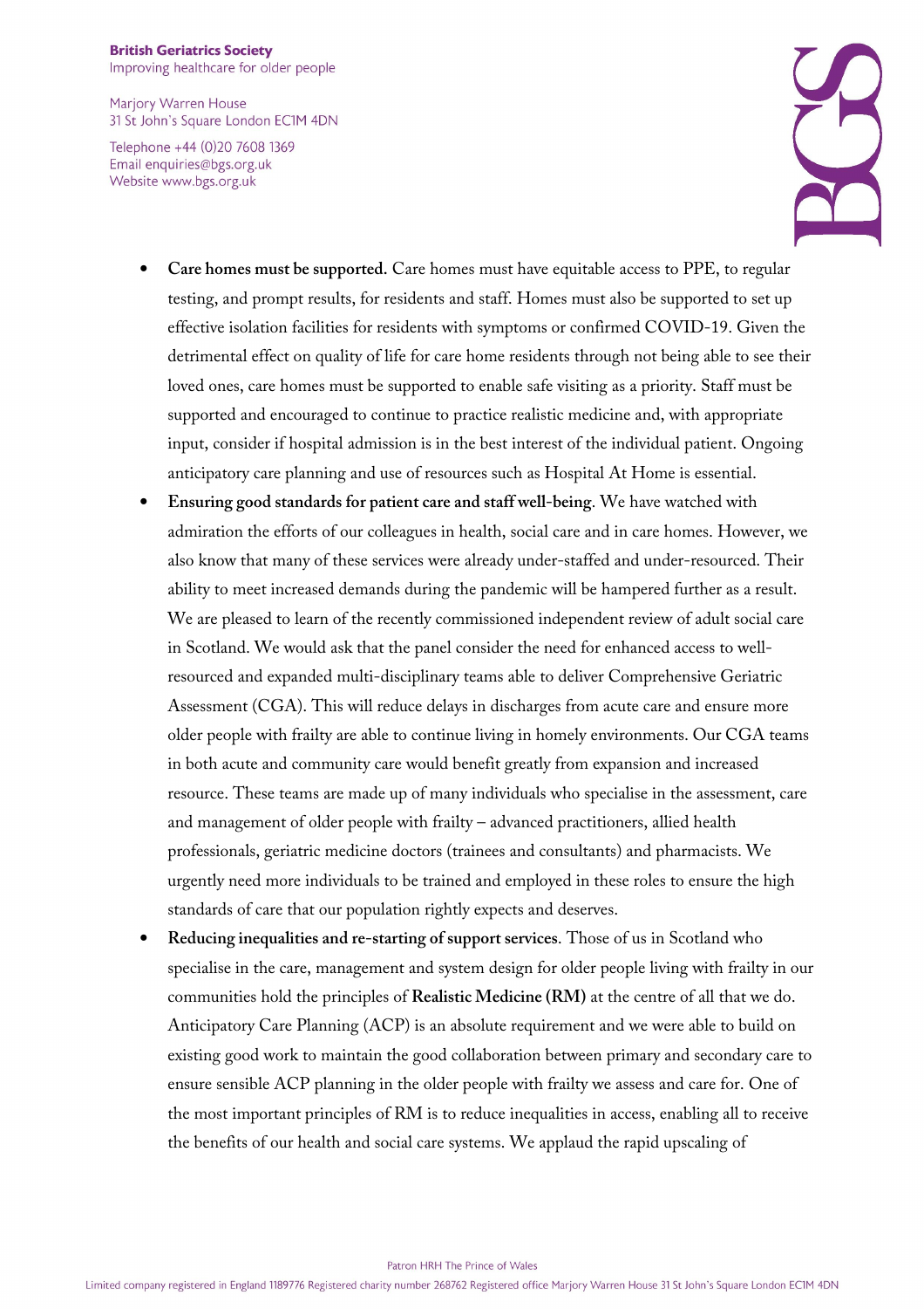- **Care homes must be supported.** Care homes must have equitable access to PPE, to regular testing, and prompt results, for residents and staff. Homes must also be supported to set up effective isolation facilities for residents with symptoms or confirmed COVID-19. Given the detrimental effect on quality of life for care home residents through not being able to see their loved ones, care homes must be supported to enable safe visiting as a priority. Staff must be supported and encouraged to continue to practice realistic medicine and, with appropriate input, consider if hospital admission is in the best interest of the individual patient. Ongoing anticipatory care planning and use of resources such as Hospital At Home is essential.
- **Ensuring good standards for patient care and staff well-being**. We have watched with admiration the efforts of our colleagues in health, social care and in care homes. However, we also know that many of these services were already under-staffed and under-resourced. Their ability to meet increased demands during the pandemic will be hampered further as a result. We are pleased to learn of the recently commissioned independent review of adult social care in Scotland. We would ask that the panel consider the need for enhanced access to well-resourced and expanded multi-disciplinary teams able to deliver Comprehensive Geriatric Assessment (CGA). This will reduce delays in discharges from acute care and ensure more older people with frailty are able to continue living in homely environments. Our CGA teams in both acute and community care would benefit greatly from expansion and increased resource. These teams are made up of many individuals who specialise in the assessment, care and management of older people with frailty – advanced practitioners, allied health professionals, geriatric medicine doctors (trainees and consultants) and pharmacists. We urgently need more individuals to be trained and employed in these roles to ensure the high standards of care that our population rightly expects and deserves.
- **Reducing inequalities and re-starting of support services**. Those of us in Scotland who specialise in the care, management and system design for older people living with frailty in our communities hold the principles of **Realistic Medicine (RM)** at the centre of all that we do. Anticipatory Care Planning (ACP) is an absolute requirement and we were able to build on existing good work to maintain the good collaboration between primary and secondary care to ensure sensible ACP planning in the older people with frailty we assess and care for. One of the most important principles of RM is to reduce inequalities in access, enabling all to receive the benefits of our health and social care systems. We applaud the rapid upscaling of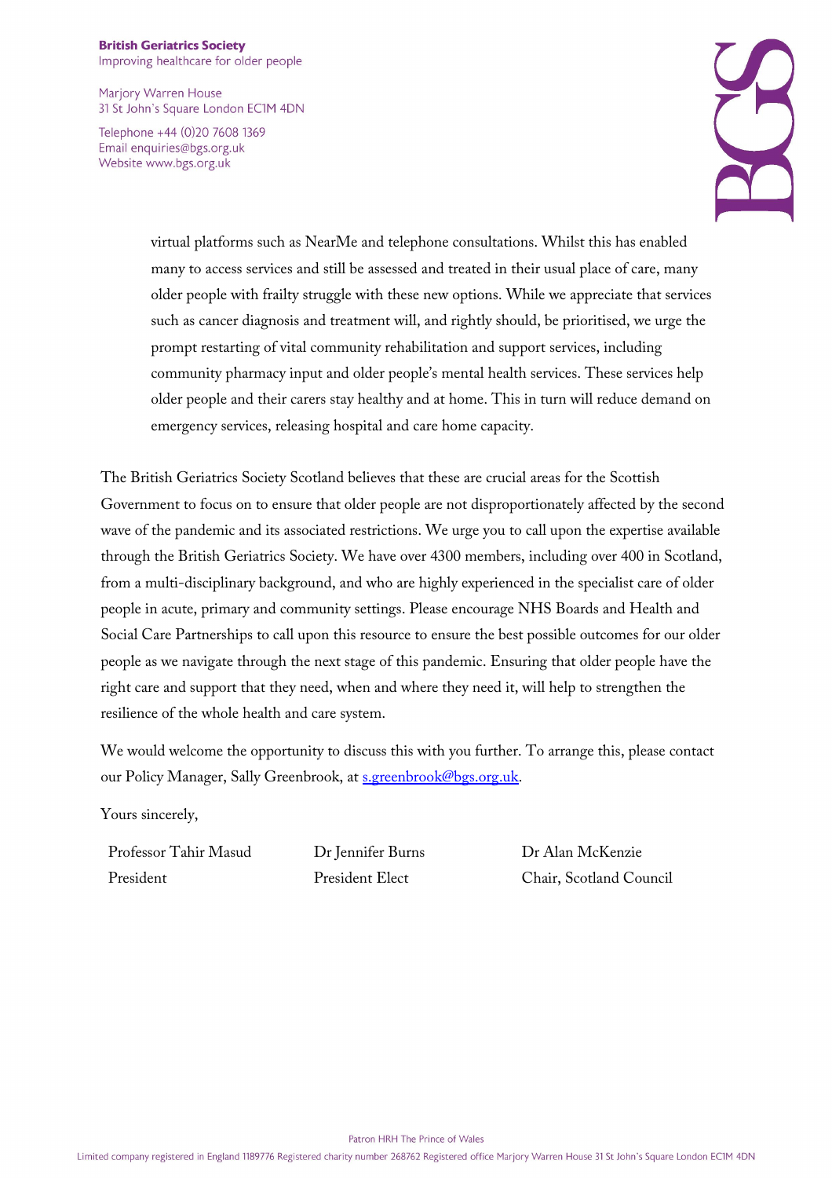virtual platforms such as NearMe and telephone consultations. Whilst this has enabled many to access services and still be assessed and treated in their usual place of care, many older people with frailty struggle with these new options. While we appreciate that services such as cancer diagnosis and treatment will, and rightly should, be prioritised, we urge the prompt restarting of vital community rehabilitation and support services, including community pharmacy input and older people's mental health services. These services help older people and their carers stay healthy and at home. This in turn will reduce demand on emergency services, releasing hospital and care home capacity.

The British Geriatrics Society Scotland believes that these are crucial areas for the Scottish Government to focus on to ensure that older people are not disproportionately affected by the second wave of the pandemic and its associated restrictions. We urge you to call upon the expertise available through the British Geriatrics Society. We have over 4300 members, including over 400 in Scotland, from a multi-disciplinary background, and who are highly experienced in the specialist care of older people in acute, primary and community settings. Please encourage NHS Boards and Health and Social Care Partnerships to call upon this resource to ensure the best possible outcomes for our older people as we navigate through the next stage of this pandemic. Ensuring that older people have the right care and support that they need, when and where they need it, will help to strengthen the resilience of the whole health and care system.

We would welcome the opportunity to discuss this with you further. To arrange this, please contact our Policy Manager, Sally Greenbrook, at s.greenbrook@bgs.org.uk.

Yours sincerely,

Professor Tahir Masud
President

Dr Jennifer Burns
President Elect

Dr Alan McKenzie
Chair, Scotland Council